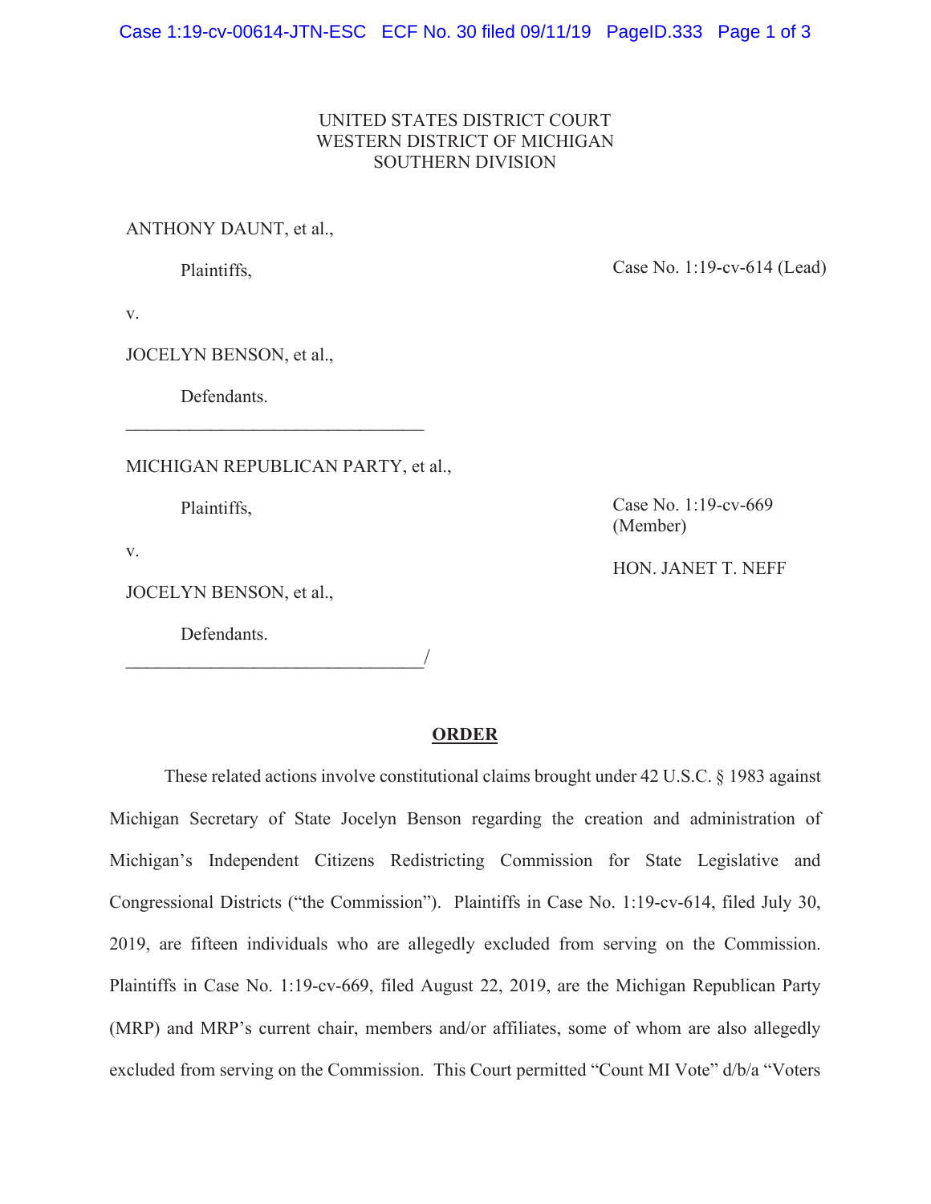UNITED STATES DISTRICT COURT
WESTERN DISTRICT OF MICHIGAN
SOUTHERN DIVISION

ANTHONY DAUNT, et al.,

Plaintiffs,

Case No. 1:19-cv-614 (Lead)

v.

JOCELYN BENSON, et al.,

Defendants.

________________________________

MICHIGAN REPUBLICAN PARTY, et al.,

Plaintiffs,

Case No. 1:19-cv-669 (Member)

v.

HON. JANET T. NEFF

JOCELYN BENSON, et al.,

Defendants.

________________________________/

**ORDER**

These related actions involve constitutional claims brought under 42 U.S.C. § 1983 against Michigan Secretary of State Jocelyn Benson regarding the creation and administration of Michigan's Independent Citizens Redistricting Commission for State Legislative and Congressional Districts ("the Commission"). Plaintiffs in Case No. 1:19-cv-614, filed July 30, 2019, are fifteen individuals who are allegedly excluded from serving on the Commission. Plaintiffs in Case No. 1:19-cv-669, filed August 22, 2019, are the Michigan Republican Party (MRP) and MRP's current chair, members and/or affiliates, some of whom are also allegedly excluded from serving on the Commission. This Court permitted "Count MI Vote" d/b/a "Voters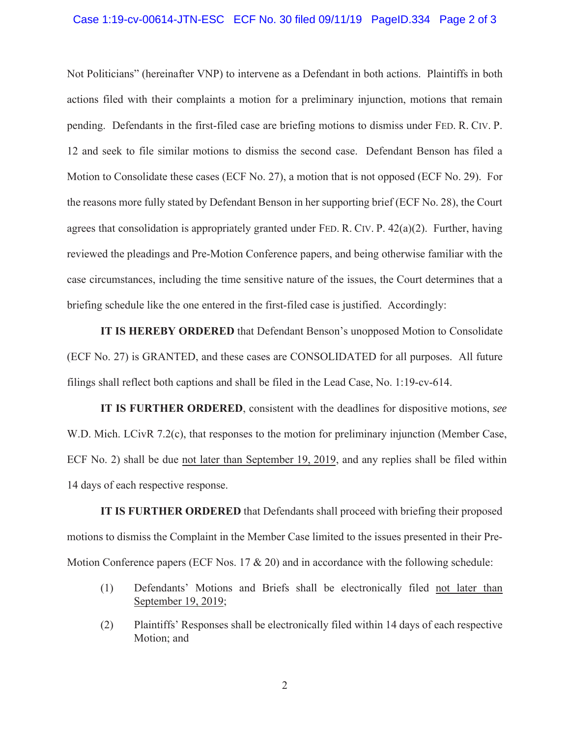Not Politicians" (hereinafter VNP) to intervene as a Defendant in both actions. Plaintiffs in both actions filed with their complaints a motion for a preliminary injunction, motions that remain pending. Defendants in the first-filed case are briefing motions to dismiss under FED. R. CIV. P. 12 and seek to file similar motions to dismiss the second case. Defendant Benson has filed a Motion to Consolidate these cases (ECF No. 27), a motion that is not opposed (ECF No. 29). For the reasons more fully stated by Defendant Benson in her supporting brief (ECF No. 28), the Court agrees that consolidation is appropriately granted under FED. R. CIV. P. 42(a)(2). Further, having reviewed the pleadings and Pre-Motion Conference papers, and being otherwise familiar with the case circumstances, including the time sensitive nature of the issues, the Court determines that a briefing schedule like the one entered in the first-filed case is justified. Accordingly:

**IT IS HEREBY ORDERED** that Defendant Benson's unopposed Motion to Consolidate (ECF No. 27) is GRANTED, and these cases are CONSOLIDATED for all purposes. All future filings shall reflect both captions and shall be filed in the Lead Case, No. 1:19-cv-614.

**IT IS FURTHER ORDERED**, consistent with the deadlines for dispositive motions, *see* W.D. Mich. LCivR 7.2(c), that responses to the motion for preliminary injunction (Member Case, ECF No. 2) shall be due not later than September 19, 2019, and any replies shall be filed within 14 days of each respective response.

**IT IS FURTHER ORDERED** that Defendants shall proceed with briefing their proposed motions to dismiss the Complaint in the Member Case limited to the issues presented in their Pre-Motion Conference papers (ECF Nos. 17 & 20) and in accordance with the following schedule:

(1) Defendants' Motions and Briefs shall be electronically filed not later than September 19, 2019;

(2) Plaintiffs' Responses shall be electronically filed within 14 days of each respective Motion; and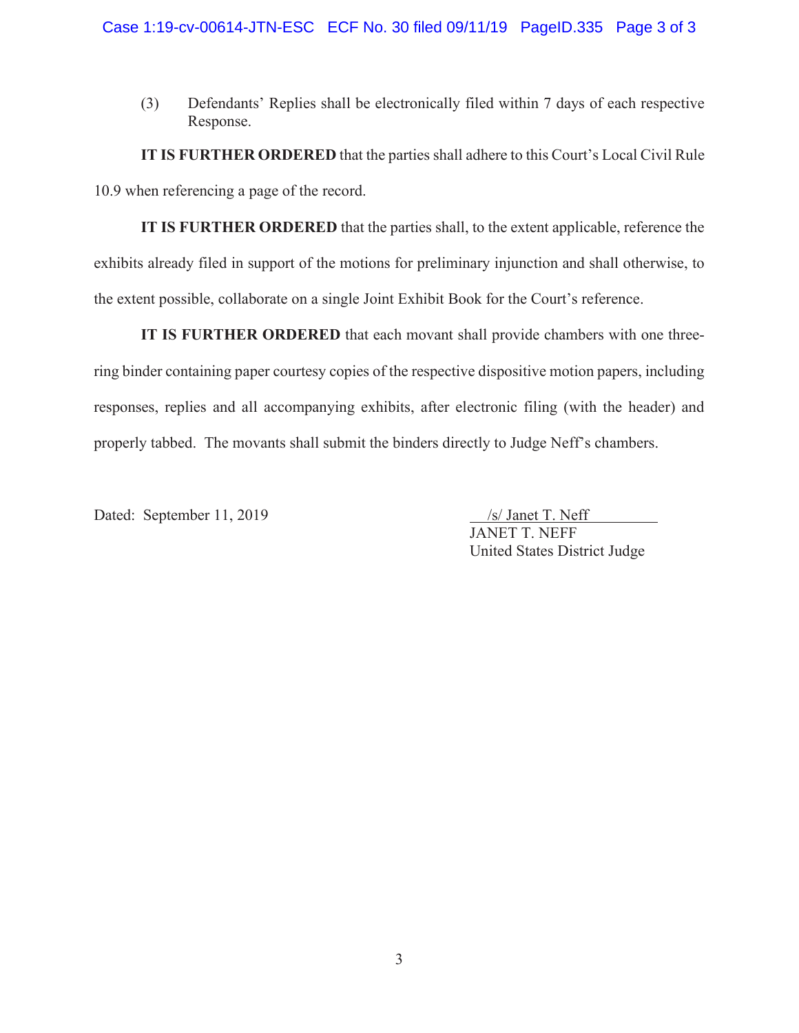(3) Defendants' Replies shall be electronically filed within 7 days of each respective Response.

**IT IS FURTHER ORDERED** that the parties shall adhere to this Court's Local Civil Rule 10.9 when referencing a page of the record.

**IT IS FURTHER ORDERED** that the parties shall, to the extent applicable, reference the exhibits already filed in support of the motions for preliminary injunction and shall otherwise, to the extent possible, collaborate on a single Joint Exhibit Book for the Court's reference.

**IT IS FURTHER ORDERED** that each movant shall provide chambers with one three-ring binder containing paper courtesy copies of the respective dispositive motion papers, including responses, replies and all accompanying exhibits, after electronic filing (with the header) and properly tabbed. The movants shall submit the binders directly to Judge Neff's chambers.

Dated: September 11, 2019

/s/ Janet T. Neff
JANET T. NEFF
United States District Judge